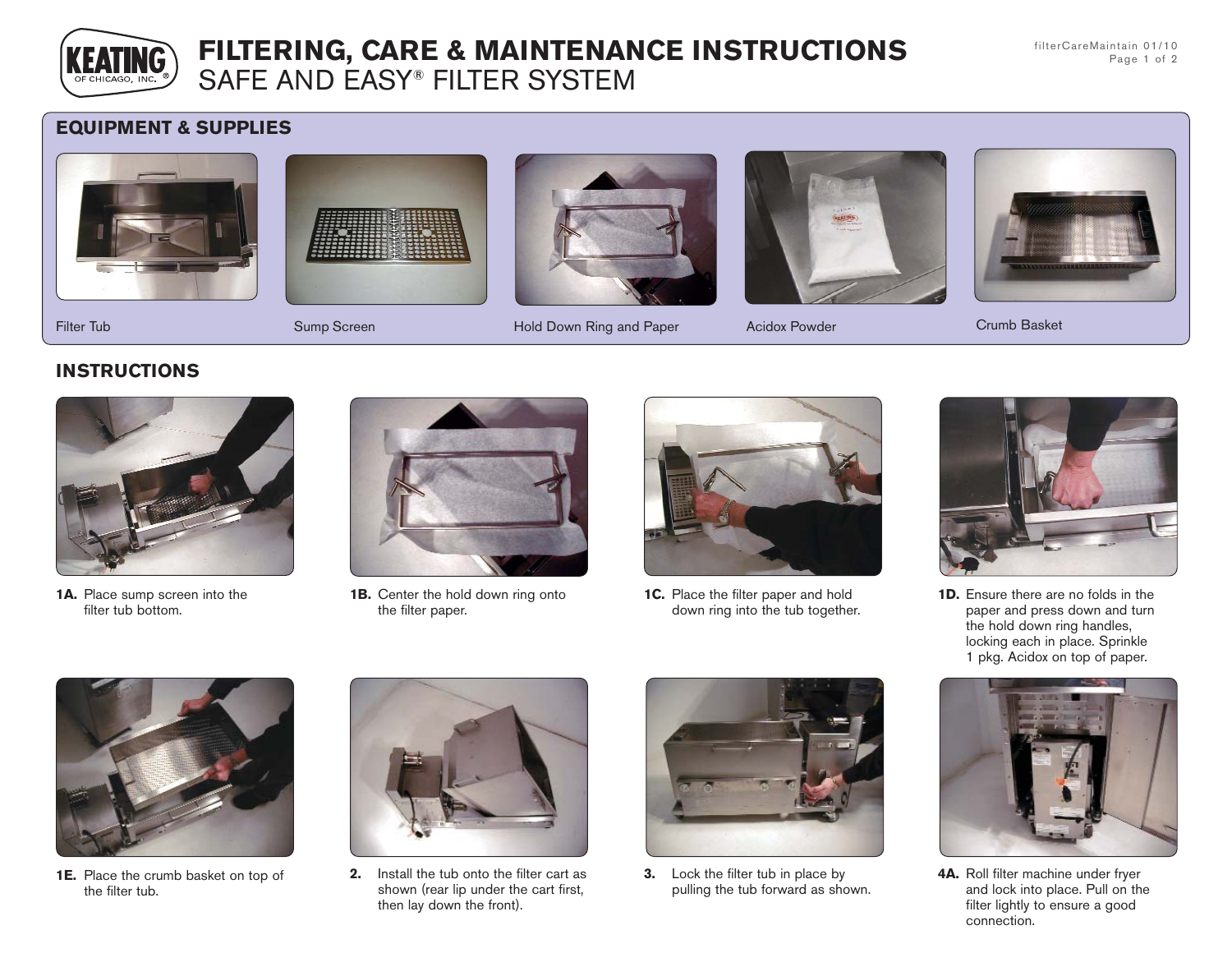# FILTERING, CARE & MAINTENANCE INSTRUCTIONS
## SAFE AND EASY® FILTER SYSTEM

filterCareMaintain 01/10

### EQUIPMENT & SUPPLIES

Filter Tub

Sump Screen

Hold Down Ring and Paper

Acidox Powder

Crumb Basket

### INSTRUCTIONS

**1A.** Place sump screen into the filter tub bottom.

**1B.** Center the hold down ring onto the filter paper.

**1C.** Place the filter paper and hold down ring into the tub together.

**1D.** Ensure there are no folds in the paper and press down and turn the hold down ring handles, locking each in place. Sprinkle 1 pkg. Acidox on top of paper.

**1E.** Place the crumb basket on top of the filter tub.

**2.** Install the tub onto the filter cart as shown (rear lip under the cart first, then lay down the front).

**3.** Lock the filter tub in place by pulling the tub forward as shown.

**4A.** Roll filter machine under fryer and lock into place. Pull on the filter lightly to ensure a good connection.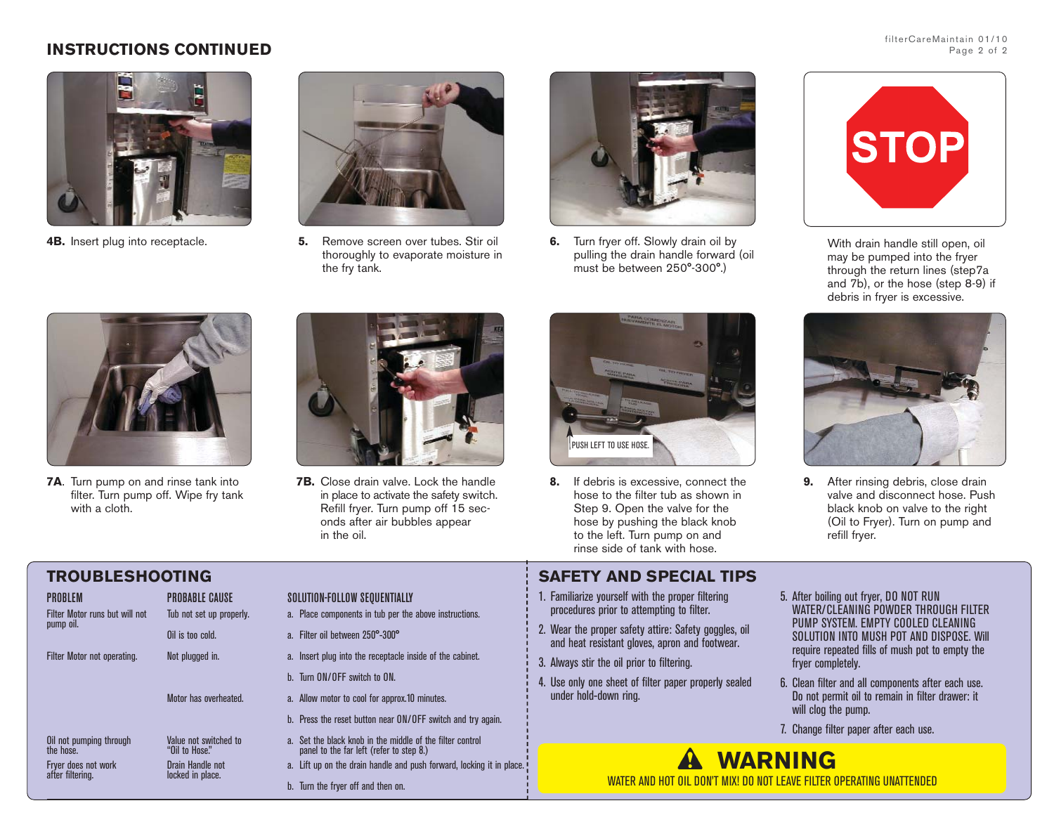## INSTRUCTIONS CONTINUED

**4B.** Insert plug into receptacle.

**5.** Remove screen over tubes. Stir oil thoroughly to evaporate moisture in the fry tank.

**6.** Turn fryer off. Slowly drain oil by pulling the drain handle forward (oil must be between 250°-300°.)

STOP

With drain handle still open, oil may be pumped into the fryer through the return lines (step7a and 7b), or the hose (step 8-9) if debris in fryer is excessive.

**7A**. Turn pump on and rinse tank into filter. Turn pump off. Wipe fry tank with a cloth.

**7B.** Close drain valve. Lock the handle in place to activate the safety switch. Refill fryer. Turn pump off 15 seconds after air bubbles appear in the oil.

PUSH LEFT TO USE HOSE.

**8.** If debris is excessive, connect the hose to the filter tub as shown in Step 9. Open the valve for the hose by pushing the black knob to the left. Turn pump on and rinse side of tank with hose.

**9.** After rinsing debris, close drain valve and disconnect hose. Push black knob on valve to the right (Oil to Fryer). Turn on pump and refill fryer.

## TROUBLESHOOTING

| PROBLEM | PROBABLE CAUSE | SOLUTION-FOLLOW SEQUENTIALLY |
|---|---|---|
| Filter Motor runs but will not pump oil. | Tub not set up properly. | a. Place components in tub per the above instructions. |
| | Oil is too cold. | a. Filter oil between 250°-300° |
| Filter Motor not operating. | Not plugged in. | a. Insert plug into the receptacle inside of the cabinet. |
| | | b. Turn ON/OFF switch to ON. |
| | Motor has overheated. | a. Allow motor to cool for approx.10 minutes. |
| | | b. Press the reset button near ON/OFF switch and try again. |
| Oil not pumping through the hose. | Value not switched to "Oil to Hose." | a. Set the black knob in the middle of the filter control panel to the far left (refer to step 8.) |
| Fryer does not work after filtering. | Drain Handle not locked in place. | a. Lift up on the drain handle and push forward, locking it in place. |
| | | b. Turn the fryer off and then on. |

## SAFETY AND SPECIAL TIPS

1. Familiarize yourself with the proper filtering procedures prior to attempting to filter.
2. Wear the proper safety attire: Safety goggles, oil and heat resistant gloves, apron and footwear.
3. Always stir the oil prior to filtering.
4. Use only one sheet of filter paper properly sealed under hold-down ring.
5. After boiling out fryer, DO NOT RUN WATER/CLEANING POWDER THROUGH FILTER PUMP SYSTEM. EMPTY COOLED CLEANING SOLUTION INTO MUSH POT AND DISPOSE. Will require repeated fills of mush pot to empty the fryer completely.
6. Clean filter and all components after each use. Do not permit oil to remain in filter drawer: it will clog the pump.
7. Change filter paper after each use.

**⚠ WARNING**

WATER AND HOT OIL DON'T MIX! DO NOT LEAVE FILTER OPERATING UNATTENDED